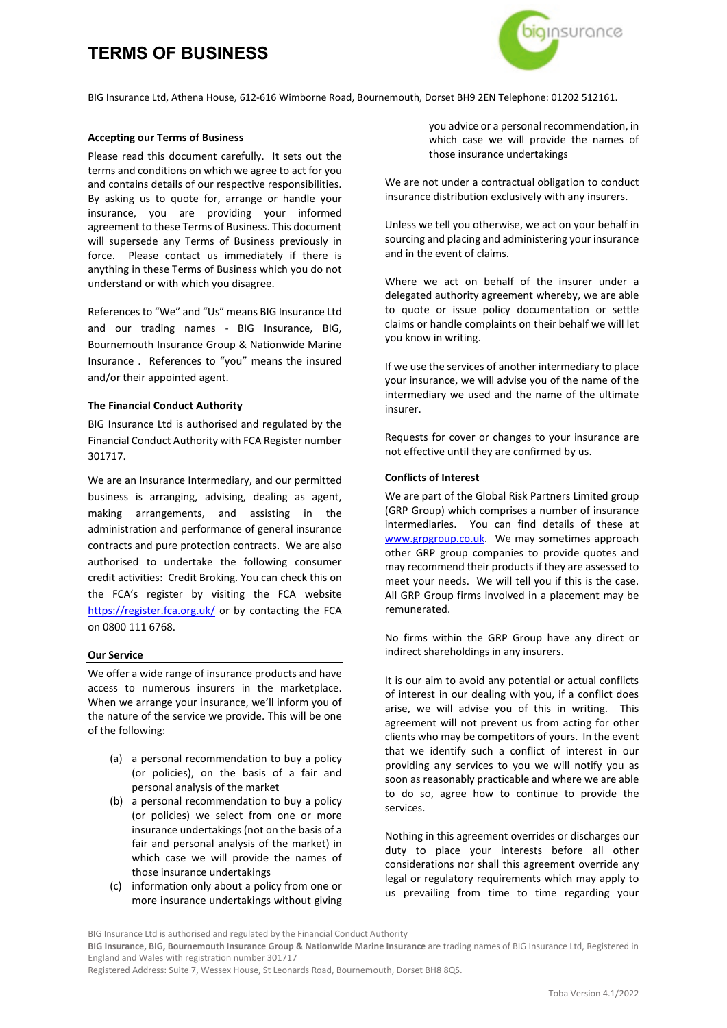# TERMS OF BUSINESS

BIG Insurance Ltd, Athena House, 612-616 Wimborne Road, Bournemouth, Dorset BH9 2EN Telephone: 01202 512161.

## Accepting our Terms of Business

Please read this document carefully. It sets out the terms and conditions on which we agree to act for you and contains details of our respective responsibilities. By asking us to quote for, arrange or handle your insurance, you are providing your informed agreement to these Terms of Business. This document will supersede any Terms of Business previously in force. Please contact us immediately if there is anything in these Terms of Business which you do not understand or with which you disagree.

References to "We" and "Us" means BIG Insurance Ltd and our trading names - BIG Insurance, BIG, Bournemouth Insurance Group & Nationwide Marine Insurance . References to "you" means the insured and/or their appointed agent.

## The Financial Conduct Authority

BIG Insurance Ltd is authorised and regulated by the Financial Conduct Authority with FCA Register number 301717.

We are an Insurance Intermediary, and our permitted business is arranging, advising, dealing as agent, making arrangements, and assisting in the administration and performance of general insurance contracts and pure protection contracts. We are also authorised to undertake the following consumer credit activities: Credit Broking. You can check this on the FCA's register by visiting the FCA website https://register.fca.org.uk/ or by contacting the FCA on 0800 111 6768.

## Our Service

We offer a wide range of insurance products and have access to numerous insurers in the marketplace. When we arrange your insurance, we'll inform you of the nature of the service we provide. This will be one of the following:

(a) a personal recommendation to buy a policy (or policies), on the basis of a fair and personal analysis of the market
(b) a personal recommendation to buy a policy (or policies) we select from one or more insurance undertakings (not on the basis of a fair and personal analysis of the market) in which case we will provide the names of those insurance undertakings
(c) information only about a policy from one or more insurance undertakings without giving you advice or a personal recommendation, in which case we will provide the names of those insurance undertakings

We are not under a contractual obligation to conduct insurance distribution exclusively with any insurers.

Unless we tell you otherwise, we act on your behalf in sourcing and placing and administering your insurance and in the event of claims.

Where we act on behalf of the insurer under a delegated authority agreement whereby, we are able to quote or issue policy documentation or settle claims or handle complaints on their behalf we will let you know in writing.

If we use the services of another intermediary to place your insurance, we will advise you of the name of the intermediary we used and the name of the ultimate insurer.

Requests for cover or changes to your insurance are not effective until they are confirmed by us.

## Conflicts of Interest

We are part of the Global Risk Partners Limited group (GRP Group) which comprises a number of insurance intermediaries. You can find details of these at www.grpgroup.co.uk. We may sometimes approach other GRP group companies to provide quotes and may recommend their products if they are assessed to meet your needs. We will tell you if this is the case. All GRP Group firms involved in a placement may be remunerated.

No firms within the GRP Group have any direct or indirect shareholdings in any insurers.

It is our aim to avoid any potential or actual conflicts of interest in our dealing with you, if a conflict does arise, we will advise you of this in writing. This agreement will not prevent us from acting for other clients who may be competitors of yours. In the event that we identify such a conflict of interest in our providing any services to you we will notify you as soon as reasonably practicable and where we are able to do so, agree how to continue to provide the services.

Nothing in this agreement overrides or discharges our duty to place your interests before all other considerations nor shall this agreement override any legal or regulatory requirements which may apply to us prevailing from time to time regarding your

BIG Insurance Ltd is authorised and regulated by the Financial Conduct Authority
**BIG Insurance, BIG, Bournemouth Insurance Group & Nationwide Marine Insurance** are trading names of BIG Insurance Ltd, Registered in England and Wales with registration number 301717
Registered Address: Suite 7, Wessex House, St Leonards Road, Bournemouth, Dorset BH8 8QS.

Toba Version 4.1/2022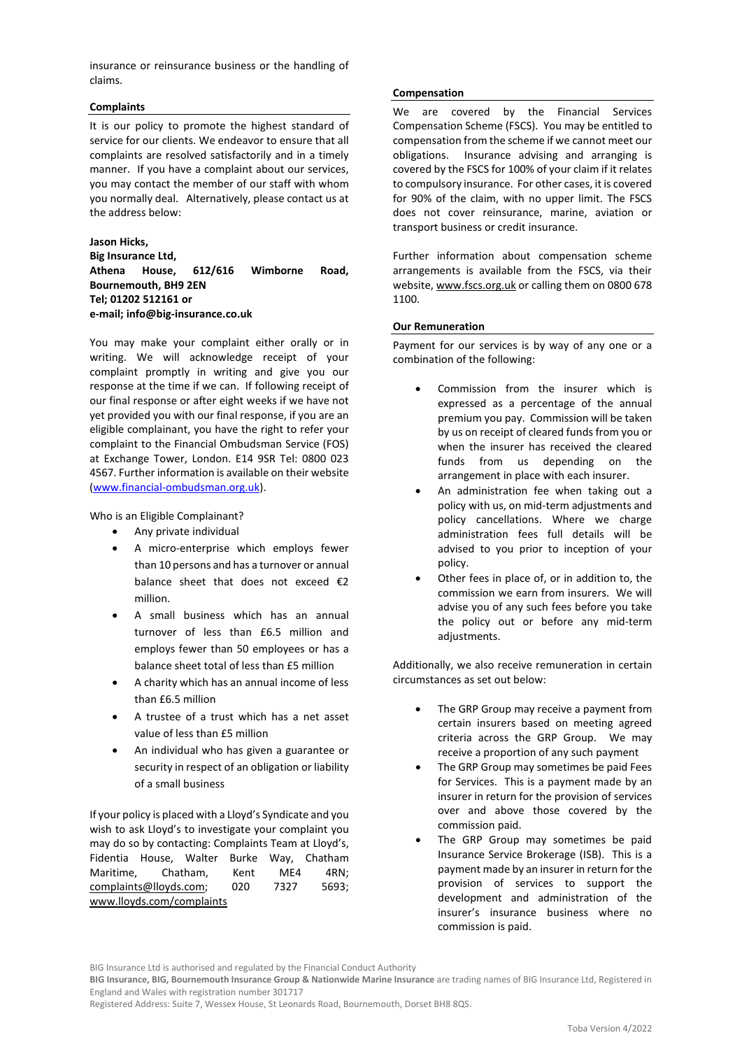insurance or reinsurance business or the handling of claims.

## Complaints

It is our policy to promote the highest standard of service for our clients. We endeavor to ensure that all complaints are resolved satisfactorily and in a timely manner. If you have a complaint about our services, you may contact the member of our staff with whom you normally deal. Alternatively, please contact us at the address below:

**Jason Hicks,**
**Big Insurance Ltd,**
**Athena House, 612/616 Wimborne Road, Bournemouth, BH9 2EN**
**Tel; 01202 512161 or**
**e-mail; info@big-insurance.co.uk**

You may make your complaint either orally or in writing. We will acknowledge receipt of your complaint promptly in writing and give you our response at the time if we can. If following receipt of our final response or after eight weeks if we have not yet provided you with our final response, if you are an eligible complainant, you have the right to refer your complaint to the Financial Ombudsman Service (FOS) at Exchange Tower, London. E14 9SR Tel: 0800 023 4567. Further information is available on their website (www.financial-ombudsman.org.uk).

Who is an Eligible Complainant?

- Any private individual
- A micro-enterprise which employs fewer than 10 persons and has a turnover or annual balance sheet that does not exceed €2 million.
- A small business which has an annual turnover of less than £6.5 million and employs fewer than 50 employees or has a balance sheet total of less than £5 million
- A charity which has an annual income of less than £6.5 million
- A trustee of a trust which has a net asset value of less than £5 million
- An individual who has given a guarantee or security in respect of an obligation or liability of a small business

If your policy is placed with a Lloyd's Syndicate and you wish to ask Lloyd's to investigate your complaint you may do so by contacting: Complaints Team at Lloyd's, Fidentia House, Walter Burke Way, Chatham Maritime, Chatham, Kent ME4 4RN; complaints@lloyds.com; 020 7327 5693; www.lloyds.com/complaints

## Compensation

We are covered by the Financial Services Compensation Scheme (FSCS). You may be entitled to compensation from the scheme if we cannot meet our obligations. Insurance advising and arranging is covered by the FSCS for 100% of your claim if it relates to compulsory insurance. For other cases, it is covered for 90% of the claim, with no upper limit. The FSCS does not cover reinsurance, marine, aviation or transport business or credit insurance.

Further information about compensation scheme arrangements is available from the FSCS, via their website, www.fscs.org.uk or calling them on 0800 678 1100.

## Our Remuneration

Payment for our services is by way of any one or a combination of the following:

- Commission from the insurer which is expressed as a percentage of the annual premium you pay. Commission will be taken by us on receipt of cleared funds from you or when the insurer has received the cleared funds from us depending on the arrangement in place with each insurer.
- An administration fee when taking out a policy with us, on mid-term adjustments and policy cancellations. Where we charge administration fees full details will be advised to you prior to inception of your policy.
- Other fees in place of, or in addition to, the commission we earn from insurers. We will advise you of any such fees before you take the policy out or before any mid-term adjustments.

Additionally, we also receive remuneration in certain circumstances as set out below:

- The GRP Group may receive a payment from certain insurers based on meeting agreed criteria across the GRP Group. We may receive a proportion of any such payment
- The GRP Group may sometimes be paid Fees for Services. This is a payment made by an insurer in return for the provision of services over and above those covered by the commission paid.
- The GRP Group may sometimes be paid Insurance Service Brokerage (ISB). This is a payment made by an insurer in return for the provision of services to support the development and administration of the insurer's insurance business where no commission is paid.

BIG Insurance Ltd is authorised and regulated by the Financial Conduct Authority
**BIG Insurance, BIG, Bournemouth Insurance Group & Nationwide Marine Insurance** are trading names of BIG Insurance Ltd, Registered in England and Wales with registration number 301717
Registered Address: Suite 7, Wessex House, St Leonards Road, Bournemouth, Dorset BH8 8QS.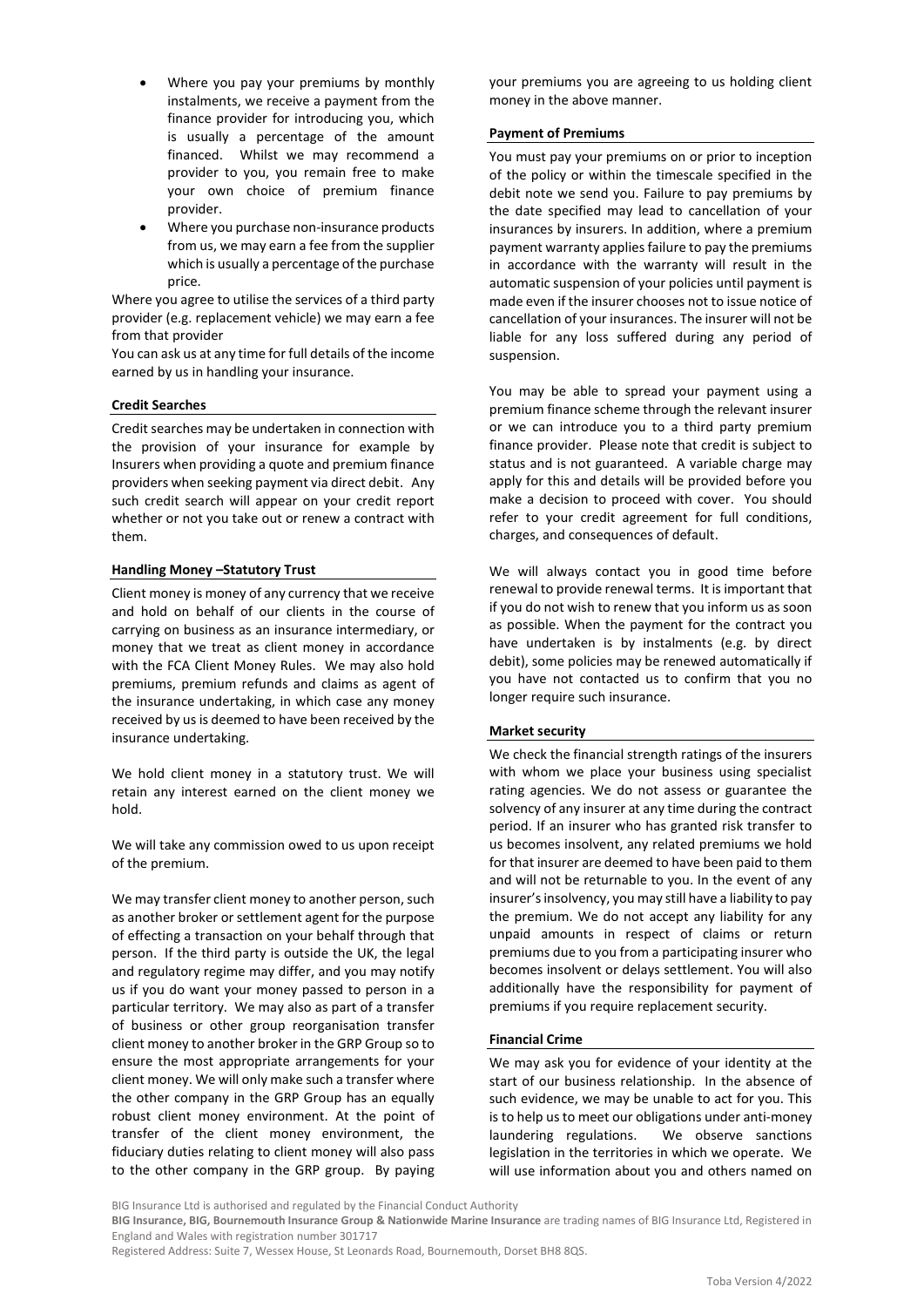- Where you pay your premiums by monthly instalments, we receive a payment from the finance provider for introducing you, which is usually a percentage of the amount financed. Whilst we may recommend a provider to you, you remain free to make your own choice of premium finance provider.
- Where you purchase non-insurance products from us, we may earn a fee from the supplier which is usually a percentage of the purchase price.

Where you agree to utilise the services of a third party provider (e.g. replacement vehicle) we may earn a fee from that provider

You can ask us at any time for full details of the income earned by us in handling your insurance.

**Credit Searches**

Credit searches may be undertaken in connection with the provision of your insurance for example by Insurers when providing a quote and premium finance providers when seeking payment via direct debit. Any such credit search will appear on your credit report whether or not you take out or renew a contract with them.

**Handling Money –Statutory Trust**

Client money is money of any currency that we receive and hold on behalf of our clients in the course of carrying on business as an insurance intermediary, or money that we treat as client money in accordance with the FCA Client Money Rules. We may also hold premiums, premium refunds and claims as agent of the insurance undertaking, in which case any money received by us is deemed to have been received by the insurance undertaking.

We hold client money in a statutory trust. We will retain any interest earned on the client money we hold.

We will take any commission owed to us upon receipt of the premium.

We may transfer client money to another person, such as another broker or settlement agent for the purpose of effecting a transaction on your behalf through that person. If the third party is outside the UK, the legal and regulatory regime may differ, and you may notify us if you do want your money passed to person in a particular territory. We may also as part of a transfer of business or other group reorganisation transfer client money to another broker in the GRP Group so to ensure the most appropriate arrangements for your client money. We will only make such a transfer where the other company in the GRP Group has an equally robust client money environment. At the point of transfer of the client money environment, the fiduciary duties relating to client money will also pass to the other company in the GRP group. By paying your premiums you are agreeing to us holding client money in the above manner.

**Payment of Premiums**

You must pay your premiums on or prior to inception of the policy or within the timescale specified in the debit note we send you. Failure to pay premiums by the date specified may lead to cancellation of your insurances by insurers. In addition, where a premium payment warranty applies failure to pay the premiums in accordance with the warranty will result in the automatic suspension of your policies until payment is made even if the insurer chooses not to issue notice of cancellation of your insurances. The insurer will not be liable for any loss suffered during any period of suspension.

You may be able to spread your payment using a premium finance scheme through the relevant insurer or we can introduce you to a third party premium finance provider. Please note that credit is subject to status and is not guaranteed. A variable charge may apply for this and details will be provided before you make a decision to proceed with cover. You should refer to your credit agreement for full conditions, charges, and consequences of default.

We will always contact you in good time before renewal to provide renewal terms. It is important that if you do not wish to renew that you inform us as soon as possible. When the payment for the contract you have undertaken is by instalments (e.g. by direct debit), some policies may be renewed automatically if you have not contacted us to confirm that you no longer require such insurance.

**Market security**

We check the financial strength ratings of the insurers with whom we place your business using specialist rating agencies. We do not assess or guarantee the solvency of any insurer at any time during the contract period. If an insurer who has granted risk transfer to us becomes insolvent, any related premiums we hold for that insurer are deemed to have been paid to them and will not be returnable to you. In the event of any insurer's insolvency, you may still have a liability to pay the premium. We do not accept any liability for any unpaid amounts in respect of claims or return premiums due to you from a participating insurer who becomes insolvent or delays settlement. You will also additionally have the responsibility for payment of premiums if you require replacement security.

**Financial Crime**

We may ask you for evidence of your identity at the start of our business relationship. In the absence of such evidence, we may be unable to act for you. This is to help us to meet our obligations under anti-money laundering regulations. We observe sanctions legislation in the territories in which we operate. We will use information about you and others named on

BIG Insurance Ltd is authorised and regulated by the Financial Conduct Authority

**BIG Insurance, BIG, Bournemouth Insurance Group & Nationwide Marine Insurance** are trading names of BIG Insurance Ltd, Registered in England and Wales with registration number 301717

Registered Address: Suite 7, Wessex House, St Leonards Road, Bournemouth, Dorset BH8 8QS.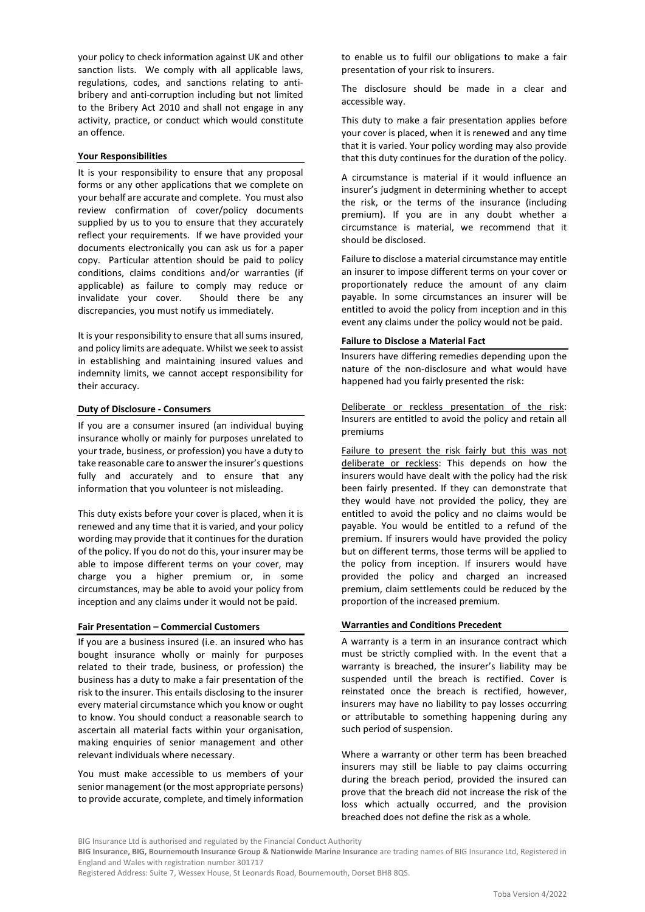your policy to check information against UK and other sanction lists. We comply with all applicable laws, regulations, codes, and sanctions relating to anti-bribery and anti-corruption including but not limited to the Bribery Act 2010 and shall not engage in any activity, practice, or conduct which would constitute an offence.

**Your Responsibilities**

It is your responsibility to ensure that any proposal forms or any other applications that we complete on your behalf are accurate and complete. You must also review confirmation of cover/policy documents supplied by us to you to ensure that they accurately reflect your requirements. If we have provided your documents electronically you can ask us for a paper copy. Particular attention should be paid to policy conditions, claims conditions and/or warranties (if applicable) as failure to comply may reduce or invalidate your cover. Should there be any discrepancies, you must notify us immediately.

It is your responsibility to ensure that all sums insured, and policy limits are adequate. Whilst we seek to assist in establishing and maintaining insured values and indemnity limits, we cannot accept responsibility for their accuracy.

**Duty of Disclosure - Consumers**

If you are a consumer insured (an individual buying insurance wholly or mainly for purposes unrelated to your trade, business, or profession) you have a duty to take reasonable care to answer the insurer's questions fully and accurately and to ensure that any information that you volunteer is not misleading.

This duty exists before your cover is placed, when it is renewed and any time that it is varied, and your policy wording may provide that it continues for the duration of the policy. If you do not do this, your insurer may be able to impose different terms on your cover, may charge you a higher premium or, in some circumstances, may be able to avoid your policy from inception and any claims under it would not be paid.

**Fair Presentation – Commercial Customers**

If you are a business insured (i.e. an insured who has bought insurance wholly or mainly for purposes related to their trade, business, or profession) the business has a duty to make a fair presentation of the risk to the insurer. This entails disclosing to the insurer every material circumstance which you know or ought to know. You should conduct a reasonable search to ascertain all material facts within your organisation, making enquiries of senior management and other relevant individuals where necessary.

You must make accessible to us members of your senior management (or the most appropriate persons) to provide accurate, complete, and timely information to enable us to fulfil our obligations to make a fair presentation of your risk to insurers.

The disclosure should be made in a clear and accessible way.

This duty to make a fair presentation applies before your cover is placed, when it is renewed and any time that it is varied. Your policy wording may also provide that this duty continues for the duration of the policy.

A circumstance is material if it would influence an insurer's judgment in determining whether to accept the risk, or the terms of the insurance (including premium). If you are in any doubt whether a circumstance is material, we recommend that it should be disclosed.

Failure to disclose a material circumstance may entitle an insurer to impose different terms on your cover or proportionately reduce the amount of any claim payable. In some circumstances an insurer will be entitled to avoid the policy from inception and in this event any claims under the policy would not be paid.

**Failure to Disclose a Material Fact**

Insurers have differing remedies depending upon the nature of the non-disclosure and what would have happened had you fairly presented the risk:

Deliberate or reckless presentation of the risk: Insurers are entitled to avoid the policy and retain all premiums

Failure to present the risk fairly but this was not deliberate or reckless: This depends on how the insurers would have dealt with the policy had the risk been fairly presented. If they can demonstrate that they would have not provided the policy, they are entitled to avoid the policy and no claims would be payable. You would be entitled to a refund of the premium. If insurers would have provided the policy but on different terms, those terms will be applied to the policy from inception. If insurers would have provided the policy and charged an increased premium, claim settlements could be reduced by the proportion of the increased premium.

**Warranties and Conditions Precedent**

A warranty is a term in an insurance contract which must be strictly complied with. In the event that a warranty is breached, the insurer's liability may be suspended until the breach is rectified. Cover is reinstated once the breach is rectified, however, insurers may have no liability to pay losses occurring or attributable to something happening during any such period of suspension.

Where a warranty or other term has been breached insurers may still be liable to pay claims occurring during the breach period, provided the insured can prove that the breach did not increase the risk of the loss which actually occurred, and the provision breached does not define the risk as a whole.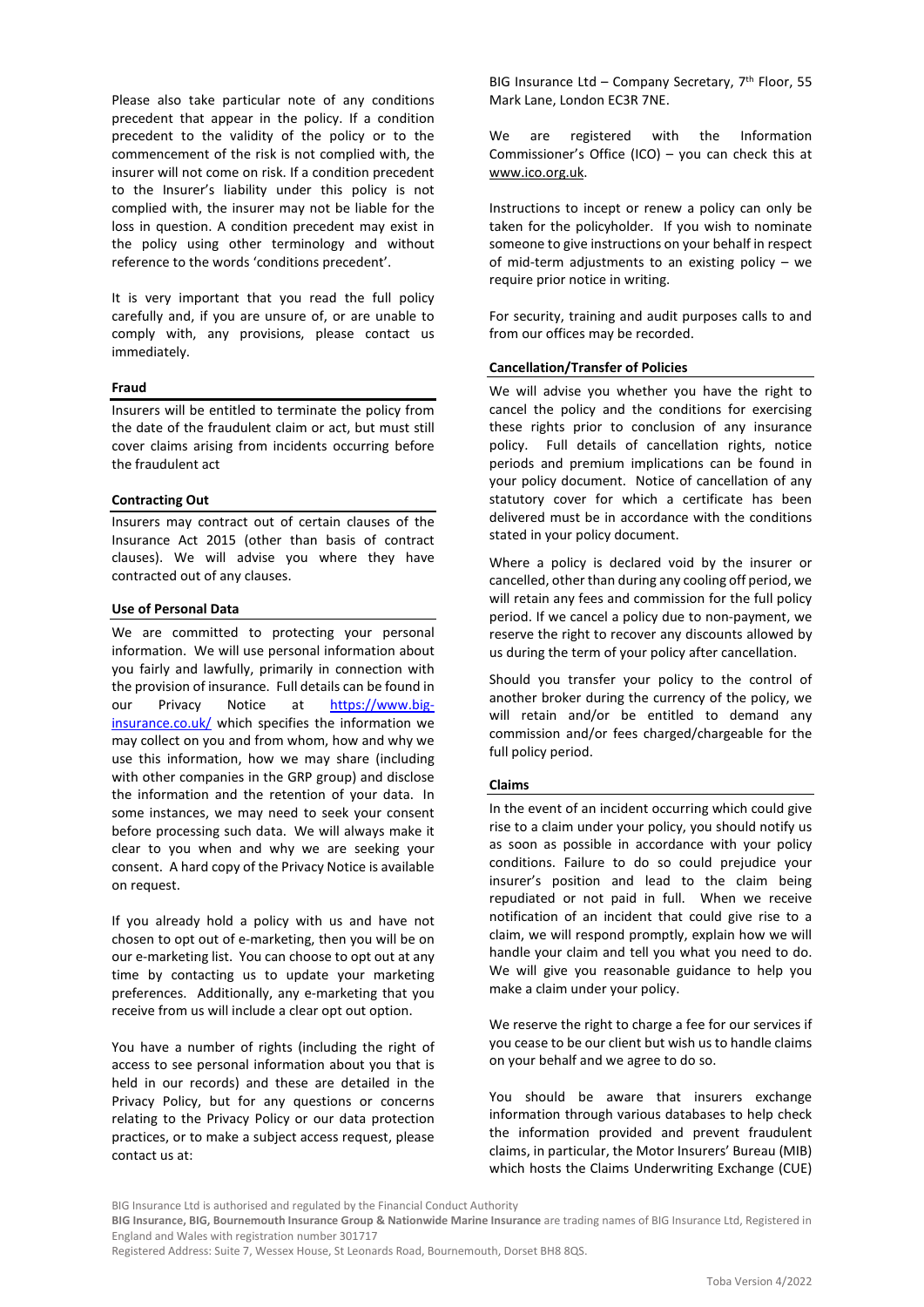Please also take particular note of any conditions precedent that appear in the policy. If a condition precedent to the validity of the policy or to the commencement of the risk is not complied with, the insurer will not come on risk. If a condition precedent to the Insurer's liability under this policy is not complied with, the insurer may not be liable for the loss in question. A condition precedent may exist in the policy using other terminology and without reference to the words 'conditions precedent'.

It is very important that you read the full policy carefully and, if you are unsure of, or are unable to comply with, any provisions, please contact us immediately.

**Fraud**

Insurers will be entitled to terminate the policy from the date of the fraudulent claim or act, but must still cover claims arising from incidents occurring before the fraudulent act

**Contracting Out**

Insurers may contract out of certain clauses of the Insurance Act 2015 (other than basis of contract clauses). We will advise you where they have contracted out of any clauses.

**Use of Personal Data**

We are committed to protecting your personal information. We will use personal information about you fairly and lawfully, primarily in connection with the provision of insurance. Full details can be found in our Privacy Notice at https://www.big-insurance.co.uk/ which specifies the information we may collect on you and from whom, how and why we use this information, how we may share (including with other companies in the GRP group) and disclose the information and the retention of your data. In some instances, we may need to seek your consent before processing such data. We will always make it clear to you when and why we are seeking your consent. A hard copy of the Privacy Notice is available on request.

If you already hold a policy with us and have not chosen to opt out of e-marketing, then you will be on our e-marketing list. You can choose to opt out at any time by contacting us to update your marketing preferences. Additionally, any e-marketing that you receive from us will include a clear opt out option.

You have a number of rights (including the right of access to see personal information about you that is held in our records) and these are detailed in the Privacy Policy, but for any questions or concerns relating to the Privacy Policy or our data protection practices, or to make a subject access request, please contact us at:

BIG Insurance Ltd – Company Secretary, 7th Floor, 55 Mark Lane, London EC3R 7NE.

We are registered with the Information Commissioner's Office (ICO) – you can check this at www.ico.org.uk.

Instructions to incept or renew a policy can only be taken for the policyholder. If you wish to nominate someone to give instructions on your behalf in respect of mid-term adjustments to an existing policy – we require prior notice in writing.

For security, training and audit purposes calls to and from our offices may be recorded.

**Cancellation/Transfer of Policies**

We will advise you whether you have the right to cancel the policy and the conditions for exercising these rights prior to conclusion of any insurance policy. Full details of cancellation rights, notice periods and premium implications can be found in your policy document. Notice of cancellation of any statutory cover for which a certificate has been delivered must be in accordance with the conditions stated in your policy document.

Where a policy is declared void by the insurer or cancelled, other than during any cooling off period, we will retain any fees and commission for the full policy period. If we cancel a policy due to non-payment, we reserve the right to recover any discounts allowed by us during the term of your policy after cancellation.

Should you transfer your policy to the control of another broker during the currency of the policy, we will retain and/or be entitled to demand any commission and/or fees charged/chargeable for the full policy period.

**Claims**

In the event of an incident occurring which could give rise to a claim under your policy, you should notify us as soon as possible in accordance with your policy conditions. Failure to do so could prejudice your insurer's position and lead to the claim being repudiated or not paid in full. When we receive notification of an incident that could give rise to a claim, we will respond promptly, explain how we will handle your claim and tell you what you need to do. We will give you reasonable guidance to help you make a claim under your policy.

We reserve the right to charge a fee for our services if you cease to be our client but wish us to handle claims on your behalf and we agree to do so.

You should be aware that insurers exchange information through various databases to help check the information provided and prevent fraudulent claims, in particular, the Motor Insurers' Bureau (MIB) which hosts the Claims Underwriting Exchange (CUE)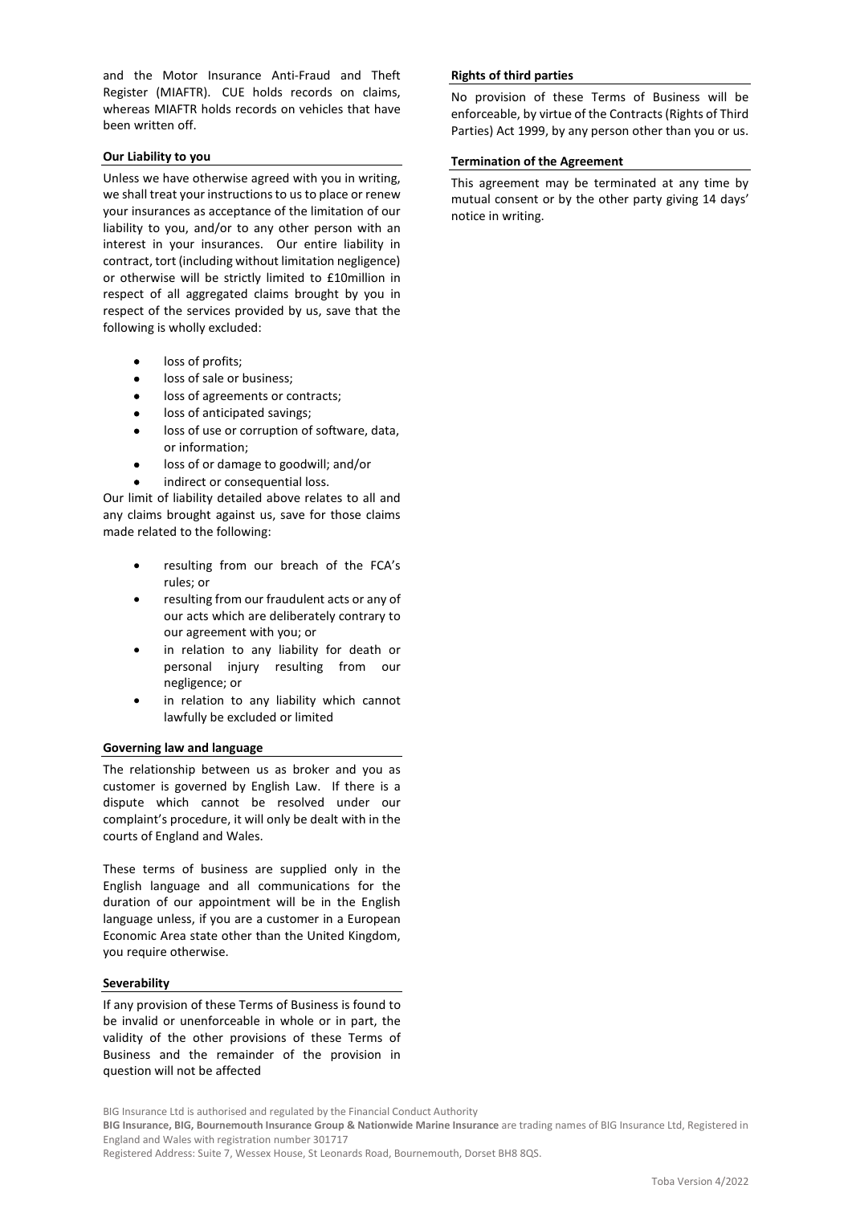and the Motor Insurance Anti-Fraud and Theft Register (MIAFTR). CUE holds records on claims, whereas MIAFTR holds records on vehicles that have been written off.

**Our Liability to you**

Unless we have otherwise agreed with you in writing, we shall treat your instructions to us to place or renew your insurances as acceptance of the limitation of our liability to you, and/or to any other person with an interest in your insurances. Our entire liability in contract, tort (including without limitation negligence) or otherwise will be strictly limited to £10million in respect of all aggregated claims brought by you in respect of the services provided by us, save that the following is wholly excluded:

- loss of profits;
- loss of sale or business;
- loss of agreements or contracts;
- loss of anticipated savings;
- loss of use or corruption of software, data, or information;
- loss of or damage to goodwill; and/or
- indirect or consequential loss.

Our limit of liability detailed above relates to all and any claims brought against us, save for those claims made related to the following:

- resulting from our breach of the FCA's rules; or
- resulting from our fraudulent acts or any of our acts which are deliberately contrary to our agreement with you; or
- in relation to any liability for death or personal injury resulting from our negligence; or
- in relation to any liability which cannot lawfully be excluded or limited

**Governing law and language**

The relationship between us as broker and you as customer is governed by English Law. If there is a dispute which cannot be resolved under our complaint's procedure, it will only be dealt with in the courts of England and Wales.

These terms of business are supplied only in the English language and all communications for the duration of our appointment will be in the English language unless, if you are a customer in a European Economic Area state other than the United Kingdom, you require otherwise.

**Severability**

If any provision of these Terms of Business is found to be invalid or unenforceable in whole or in part, the validity of the other provisions of these Terms of Business and the remainder of the provision in question will not be affected

**Rights of third parties**

No provision of these Terms of Business will be enforceable, by virtue of the Contracts (Rights of Third Parties) Act 1999, by any person other than you or us.

**Termination of the Agreement**

This agreement may be terminated at any time by mutual consent or by the other party giving 14 days' notice in writing.

BIG Insurance Ltd is authorised and regulated by the Financial Conduct Authority
**BIG Insurance, BIG, Bournemouth Insurance Group & Nationwide Marine Insurance** are trading names of BIG Insurance Ltd, Registered in England and Wales with registration number 301717
Registered Address: Suite 7, Wessex House, St Leonards Road, Bournemouth, Dorset BH8 8QS.

Toba Version 4/2022